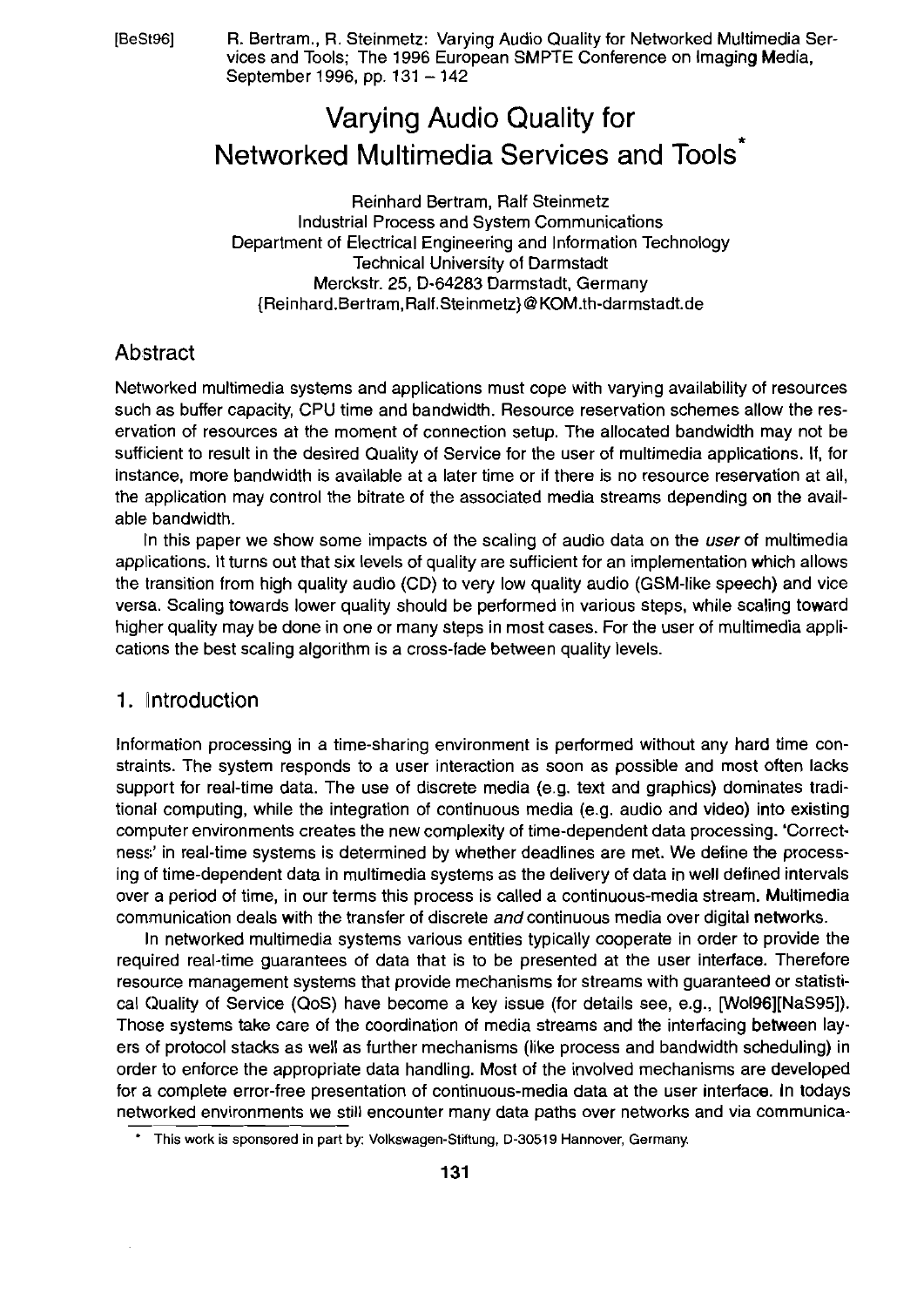[BeSt96] R. Bertram., R. Steinmetz: Varying Audio Quality for Networked Multimedia Services and Tools; The 1996 European SMPTE Conference on Imaging Media, September 1996, pp. 131 – 142

# Varying Audio Quality for Networked Multimedia Services and Tools*

Reinhard Bertram, Ralf Steinmetz
Industrial Process and System Communications
Department of Electrical Engineering and Information Technology
Technical University of Darmstadt
Merckstr. 25, D-64283 Darmstadt, Germany
{Reinhard.Bertram,Ralf.Steinmetz}@KOM.th-darmstadt.de

## Abstract

Networked multimedia systems and applications must cope with varying availability of resources such as buffer capacity, CPU time and bandwidth. Resource reservation schemes allow the reservation of resources at the moment of connection setup. The allocated bandwidth may not be sufficient to result in the desired Quality of Service for the user of multimedia applications. If, for instance, more bandwidth is available at a later time or if there is no resource reservation at all, the application may control the bitrate of the associated media streams depending on the available bandwidth.

In this paper we show some impacts of the scaling of audio data on the *user* of multimedia applications. It turns out that six levels of quality are sufficient for an implementation which allows the transition from high quality audio (CD) to very low quality audio (GSM-like speech) and vice versa. Scaling towards lower quality should be performed in various steps, while scaling toward higher quality may be done in one or many steps in most cases. For the user of multimedia applications the best scaling algorithm is a cross-fade between quality levels.

## 1. Introduction

Information processing in a time-sharing environment is performed without any hard time constraints. The system responds to a user interaction as soon as possible and most often lacks support for real-time data. The use of discrete media (e.g. text and graphics) dominates traditional computing, while the integration of continuous media (e.g. audio and video) into existing computer environments creates the new complexity of time-dependent data processing. 'Correctness' in real-time systems is determined by whether deadlines are met. We define the processing of time-dependent data in multimedia systems as the delivery of data in well defined intervals over a period of time, in our terms this process is called a continuous-media stream. Multimedia communication deals with the transfer of discrete *and* continuous media over digital networks.

In networked multimedia systems various entities typically cooperate in order to provide the required real-time guarantees of data that is to be presented at the user interface. Therefore resource management systems that provide mechanisms for streams with guaranteed or statistical Quality of Service (QoS) have become a key issue (for details see, e.g., [Wol96][NaS95]). Those systems take care of the coordination of media streams and the interfacing between layers of protocol stacks as well as further mechanisms (like process and bandwidth scheduling) in order to enforce the appropriate data handling. Most of the involved mechanisms are developed for a complete error-free presentation of continuous-media data at the user interface. In todays networked environments we still encounter many data paths over networks and via communica-

* This work is sponsored in part by: Volkswagen-Stiftung, D-30519 Hannover, Germany.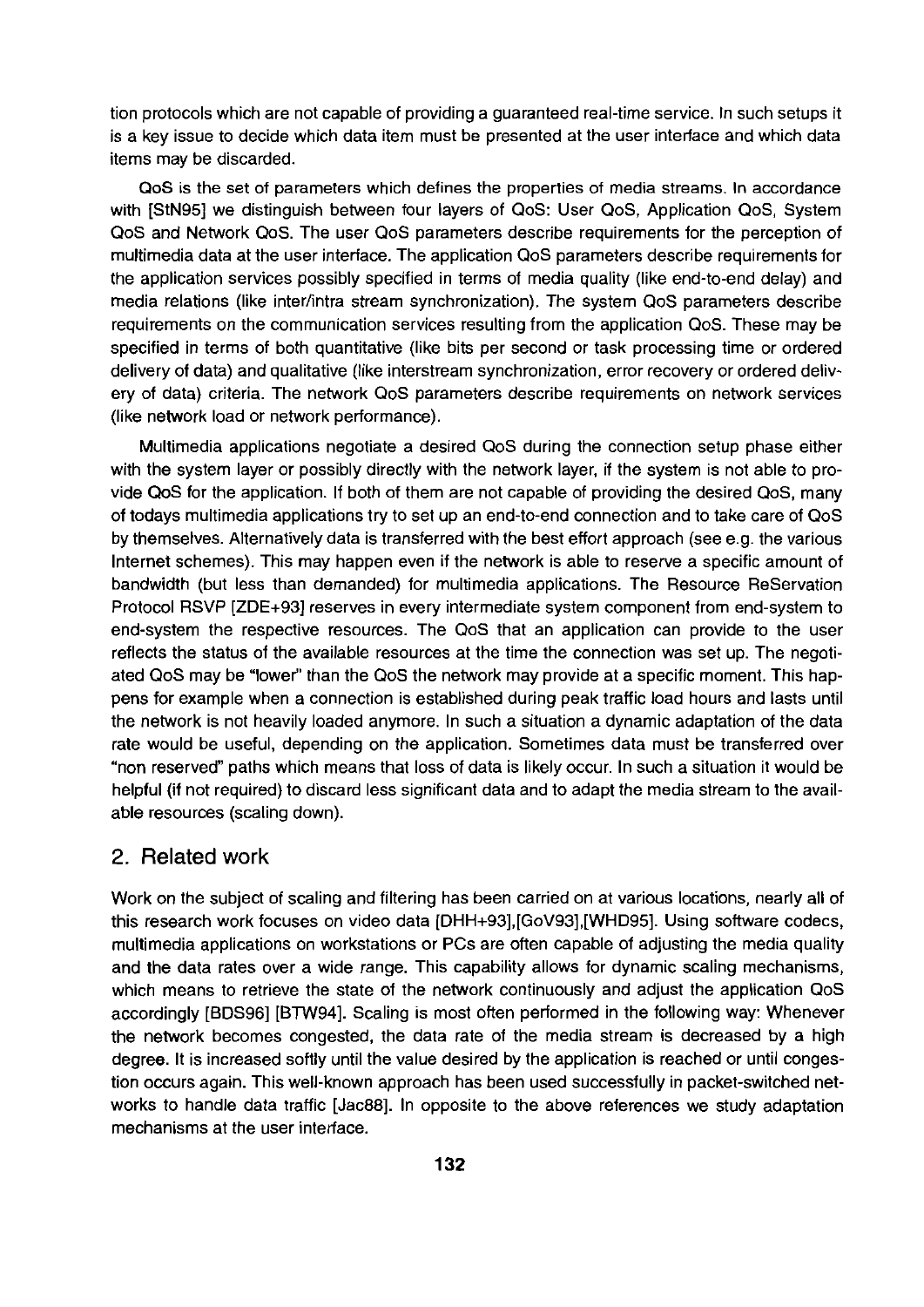tion protocols which are not capable of providing a guaranteed real-time service. In such setups it is a key issue to decide which data item must be presented at the user interface and which data items may be discarded.

QoS is the set of parameters which defines the properties of media streams. In accordance with [StN95] we distinguish between four layers of QoS: User QoS, Application QoS, System QoS and Network QoS. The user QoS parameters describe requirements for the perception of multimedia data at the user interface. The application QoS parameters describe requirements for the application services possibly specified in terms of media quality (like end-to-end delay) and media relations (like inter/intra stream synchronization). The system QoS parameters describe requirements on the communication services resulting from the application QoS. These may be specified in terms of both quantitative (like bits per second or task processing time or ordered delivery of data) and qualitative (like interstream synchronization, error recovery or ordered delivery of data) criteria. The network QoS parameters describe requirements on network services (like network load or network performance).

Multimedia applications negotiate a desired QoS during the connection setup phase either with the system layer or possibly directly with the network layer, if the system is not able to provide QoS for the application. If both of them are not capable of providing the desired QoS, many of todays multimedia applications try to set up an end-to-end connection and to take care of QoS by themselves. Alternatively data is transferred with the best effort approach (see e.g. the various Internet schemes). This may happen even if the network is able to reserve a specific amount of bandwidth (but less than demanded) for multimedia applications. The Resource ReServation Protocol RSVP [ZDE+93] reserves in every intermediate system component from end-system to end-system the respective resources. The QoS that an application can provide to the user reflects the status of the available resources at the time the connection was set up. The negotiated QoS may be "lower" than the QoS the network may provide at a specific moment. This happens for example when a connection is established during peak traffic load hours and lasts until the network is not heavily loaded anymore. In such a situation a dynamic adaptation of the data rate would be useful, depending on the application. Sometimes data must be transferred over "non reserved" paths which means that loss of data is likely occur. In such a situation it would be helpful (if not required) to discard less significant data and to adapt the media stream to the available resources (scaling down).

## 2. Related work

Work on the subject of scaling and filtering has been carried on at various locations, nearly all of this research work focuses on video data [DHH+93],[GoV93],[WHD95]. Using software codecs, multimedia applications on workstations or PCs are often capable of adjusting the media quality and the data rates over a wide range. This capability allows for dynamic scaling mechanisms, which means to retrieve the state of the network continuously and adjust the application QoS accordingly [BDS96] [BTW94]. Scaling is most often performed in the following way: Whenever the network becomes congested, the data rate of the media stream is decreased by a high degree. It is increased softly until the value desired by the application is reached or until congestion occurs again. This well-known approach has been used successfully in packet-switched networks to handle data traffic [Jac88]. In opposite to the above references we study adaptation mechanisms at the user interface.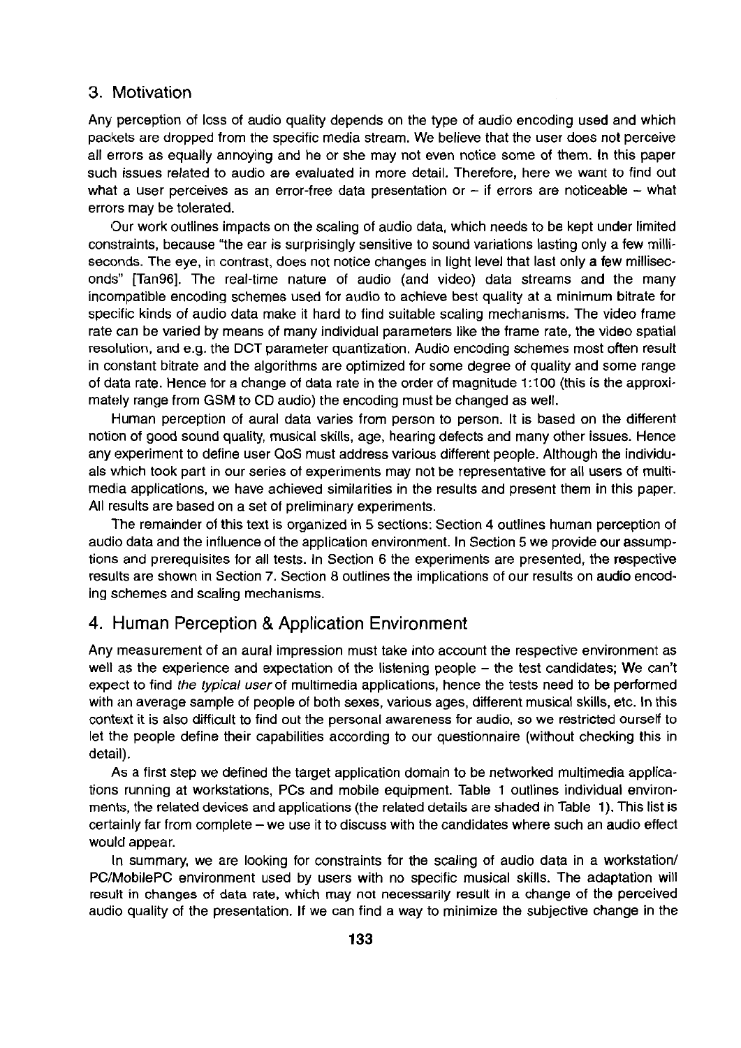## 3. Motivation

Any perception of loss of audio quality depends on the type of audio encoding used and which packets are dropped from the specific media stream. We believe that the user does not perceive all errors as equally annoying and he or she may not even notice some of them. In this paper such issues related to audio are evaluated in more detail. Therefore, here we want to find out what a user perceives as an error-free data presentation or – if errors are noticeable – what errors may be tolerated.

Our work outlines impacts on the scaling of audio data, which needs to be kept under limited constraints, because "the ear is surprisingly sensitive to sound variations lasting only a few milliseconds. The eye, in contrast, does not notice changes in light level that last only a few milliseconds" [Tan96]. The real-time nature of audio (and video) data streams and the many incompatible encoding schemes used for audio to achieve best quality at a minimum bitrate for specific kinds of audio data make it hard to find suitable scaling mechanisms. The video frame rate can be varied by means of many individual parameters like the frame rate, the video spatial resolution, and e.g. the DCT parameter quantization. Audio encoding schemes most often result in constant bitrate and the algorithms are optimized for some degree of quality and some range of data rate. Hence for a change of data rate in the order of magnitude 1:100 (this is the approximately range from GSM to CD audio) the encoding must be changed as well.

Human perception of aural data varies from person to person. It is based on the different notion of good sound quality, musical skills, age, hearing defects and many other issues. Hence any experiment to define user QoS must address various different people. Although the individuals which took part in our series of experiments may not be representative for all users of multimedia applications, we have achieved similarities in the results and present them in this paper. All results are based on a set of preliminary experiments.

The remainder of this text is organized in 5 sections: Section 4 outlines human perception of audio data and the influence of the application environment. In Section 5 we provide our assumptions and prerequisites for all tests. In Section 6 the experiments are presented, the respective results are shown in Section 7. Section 8 outlines the implications of our results on audio encoding schemes and scaling mechanisms.

## 4. Human Perception & Application Environment

Any measurement of an aural impression must take into account the respective environment as well as the experience and expectation of the listening people – the test candidates; We can't expect to find *the typical user* of multimedia applications, hence the tests need to be performed with an average sample of people of both sexes, various ages, different musical skills, etc. In this context it is also difficult to find out the personal awareness for audio, so we restricted ourself to let the people define their capabilities according to our questionnaire (without checking this in detail).

As a first step we defined the target application domain to be networked multimedia applications running at workstations, PCs and mobile equipment. Table 1 outlines individual environments, the related devices and applications (the related details are shaded in Table 1). This list is certainly far from complete – we use it to discuss with the candidates where such an audio effect would appear.

In summary, we are looking for constraints for the scaling of audio data in a workstation/PC/MobilePC environment used by users with no specific musical skills. The adaptation will result in changes of data rate, which may not necessarily result in a change of the perceived audio quality of the presentation. If we can find a way to minimize the subjective change in the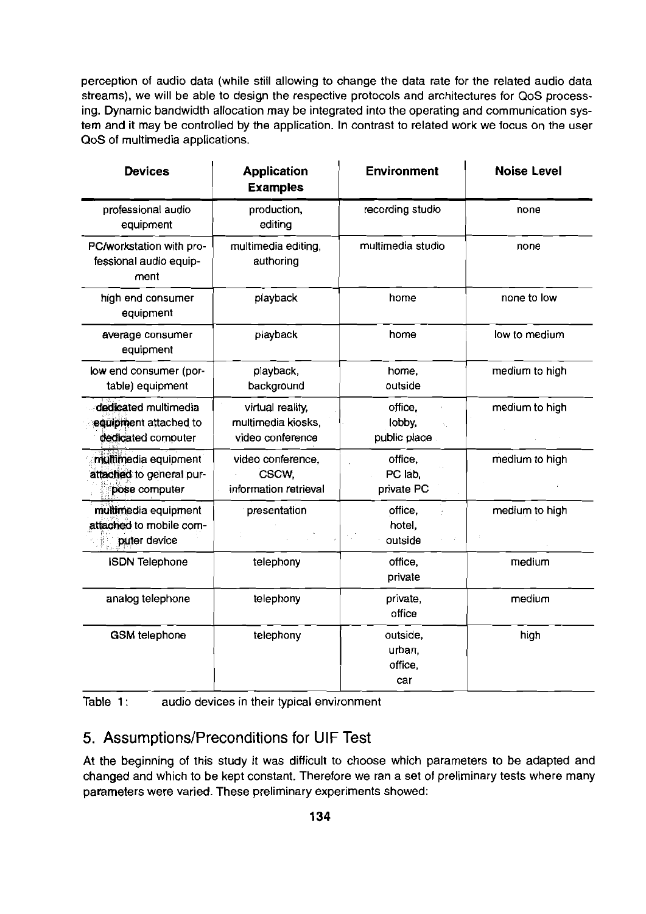perception of audio data (while still allowing to change the data rate for the related audio data streams), we will be able to design the respective protocols and architectures for QoS processing. Dynamic bandwidth allocation may be integrated into the operating and communication system and it may be controlled by the application. In contrast to related work we focus on the user QoS of multimedia applications.

| Devices | Application Examples | Environment | Noise Level |
| --- | --- | --- | --- |
| professional audio equipment | production, editing | recording studio | none |
| PC/workstation with professional audio equipment | multimedia editing, authoring | multimedia studio | none |
| high end consumer equipment | playback | home | none to low |
| average consumer equipment | playback | home | low to medium |
| low end consumer (portable) equipment | playback, background | home, outside | medium to high |
| dedicated multimedia equipment attached to dedicated computer | virtual reality, multimedia kiosks, video conference | office, lobby, public place | medium to high |
| multimedia equipment attached to general purpose computer | video conference, CSCW, information retrieval | office, PC lab, private PC | medium to high |
| multimedia equipment attached to mobile computer device | presentation | office, hotel, outside | medium to high |
| ISDN Telephone | telephony | office, private | medium |
| analog telephone | telephony | private, office | medium |
| GSM telephone | telephony | outside, urban, office, car | high |

Table 1: audio devices in their typical environment

## 5. Assumptions/Preconditions for UIF Test

At the beginning of this study it was difficult to choose which parameters to be adapted and changed and which to be kept constant. Therefore we ran a set of preliminary tests where many parameters were varied. These preliminary experiments showed: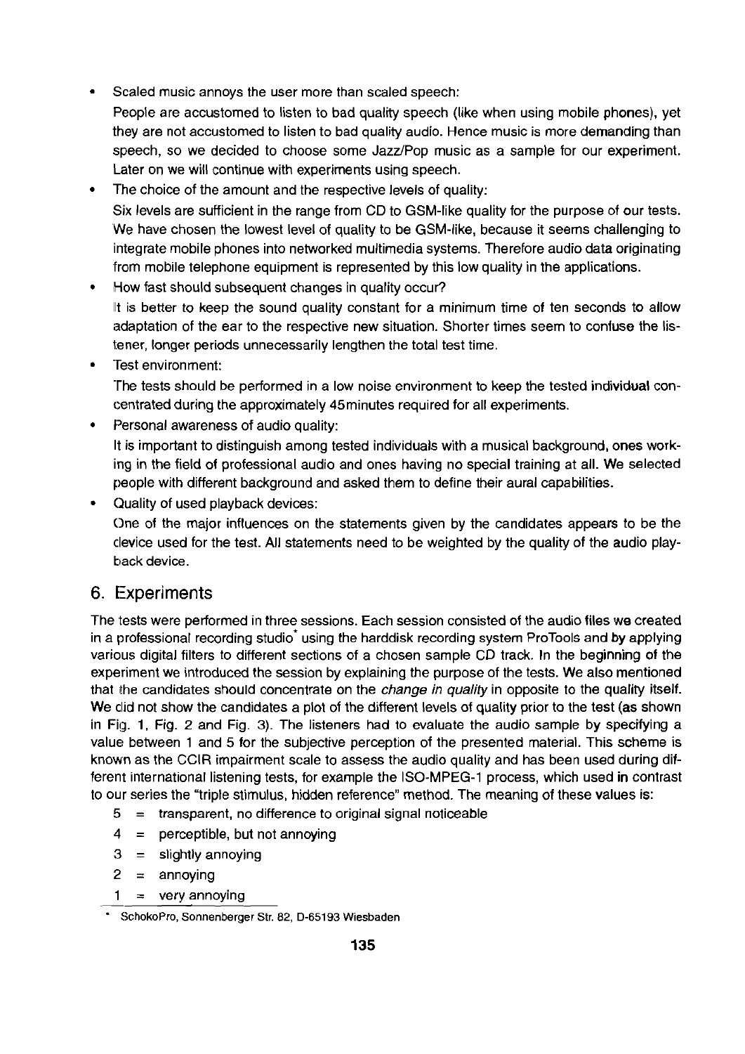- Scaled music annoys the user more than scaled speech:

  People are accustomed to listen to bad quality speech (like when using mobile phones), yet they are not accustomed to listen to bad quality audio. Hence music is more demanding than speech, so we decided to choose some Jazz/Pop music as a sample for our experiment. Later on we will continue with experiments using speech.
- The choice of the amount and the respective levels of quality:

  Six levels are sufficient in the range from CD to GSM-like quality for the purpose of our tests. We have chosen the lowest level of quality to be GSM-like, because it seems challenging to integrate mobile phones into networked multimedia systems. Therefore audio data originating from mobile telephone equipment is represented by this low quality in the applications.
- How fast should subsequent changes in quality occur?

  It is better to keep the sound quality constant for a minimum time of ten seconds to allow adaptation of the ear to the respective new situation. Shorter times seem to confuse the listener, longer periods unnecessarily lengthen the total test time.
- Test environment:

  The tests should be performed in a low noise environment to keep the tested individual concentrated during the approximately 45minutes required for all experiments.
- Personal awareness of audio quality:

  It is important to distinguish among tested individuals with a musical background, ones working in the field of professional audio and ones having no special training at all. We selected people with different background and asked them to define their aural capabilities.
- Quality of used playback devices:

  One of the major influences on the statements given by the candidates appears to be the device used for the test. All statements need to be weighted by the quality of the audio playback device.

## 6. Experiments

The tests were performed in three sessions. Each session consisted of the audio files we created in a professional recording studio* using the harddisk recording system ProTools and by applying various digital filters to different sections of a chosen sample CD track. In the beginning of the experiment we introduced the session by explaining the purpose of the tests. We also mentioned that the candidates should concentrate on the *change in quality* in opposite to the quality itself. We did not show the candidates a plot of the different levels of quality prior to the test (as shown in Fig. 1, Fig. 2 and Fig. 3). The listeners had to evaluate the audio sample by specifying a value between 1 and 5 for the subjective perception of the presented material. This scheme is known as the CCIR impairment scale to assess the audio quality and has been used during different international listening tests, for example the ISO-MPEG-1 process, which used in contrast to our series the "triple stimulus, hidden reference" method. The meaning of these values is:

5 = transparent, no difference to original signal noticeable

4 = perceptible, but not annoying

3 = slightly annoying

2 = annoying

1 = very annoying

* SchokoPro, Sonnenberger Str. 82, D-65193 Wiesbaden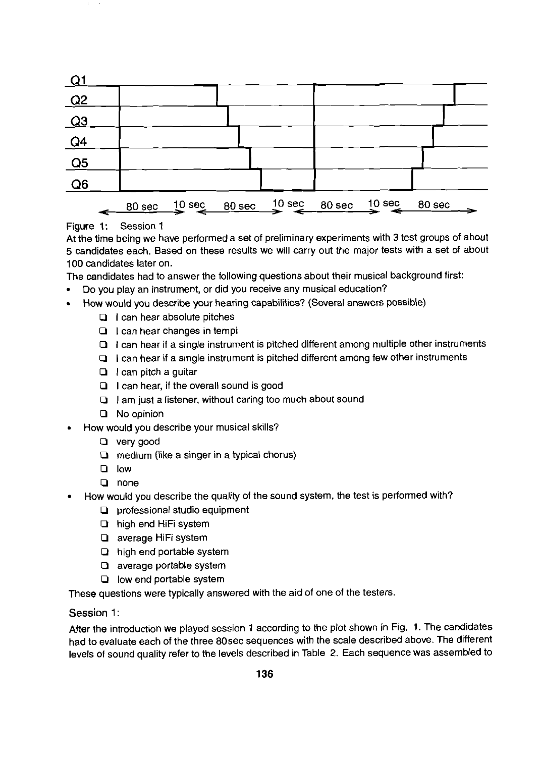Q1

Q2

Q3

Q4

Q5

Q6

80 sec 10 sec 80 sec 10 sec 80 sec 10 sec 80 sec

Figure 1: Session 1

At the time being we have performed a set of preliminary experiments with 3 test groups of about 5 candidates each. Based on these results we will carry out the major tests with a set of about 100 candidates later on.

The candidates had to answer the following questions about their musical background first:

- Do you play an instrument, or did you receive any musical education?
- How would you describe your hearing capabilities? (Several answers possible)
  - ❑ I can hear absolute pitches
  - ❑ I can hear changes in tempi
  - ❑ I can hear if a single instrument is pitched different among multiple other instruments
  - ❑ I can hear if a single instrument is pitched different among few other instruments
  - ❑ I can pitch a guitar
  - ❑ I can hear, if the overall sound is good
  - ❑ I am just a listener, without caring too much about sound
  - ❑ No opinion
- How would you describe your musical skills?
  - ❑ very good
  - ❑ medium (like a singer in a typical chorus)
  - ❑ low
  - ❑ none
- How would you describe the quality of the sound system, the test is performed with?
  - ❑ professional studio equipment
  - ❑ high end HiFi system
  - ❑ average HiFi system
  - ❑ high end portable system
  - ❑ average portable system
  - ❑ low end portable system

These questions were typically answered with the aid of one of the testers.

### Session 1:

After the introduction we played session 1 according to the plot shown in Fig. 1. The candidates had to evaluate each of the three 80sec sequences with the scale described above. The different levels of sound quality refer to the levels described in Table 2. Each sequence was assembled to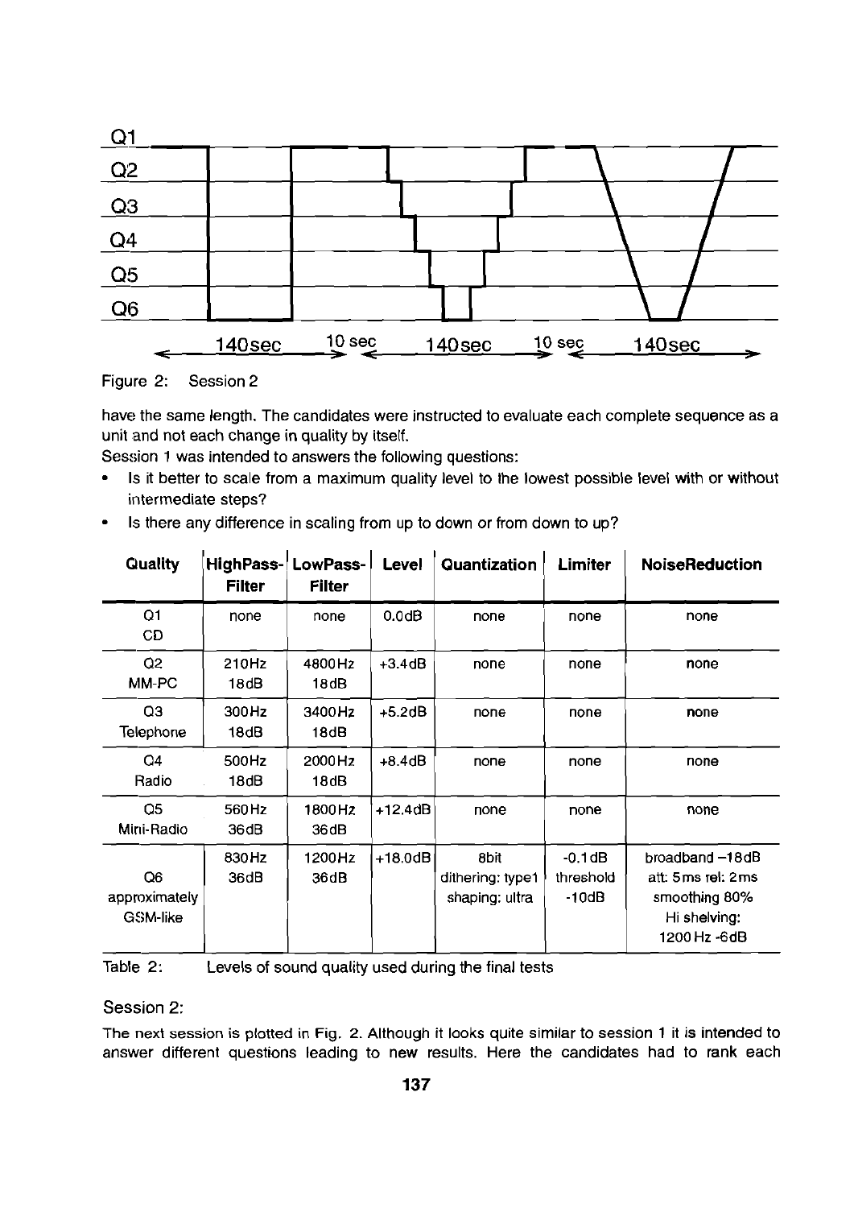Q1

Q2

Q3

Q4

Q5

Q6

140sec 10 sec 140sec 10 sec 140sec

Figure 2: Session 2

have the same length. The candidates were instructed to evaluate each complete sequence as a unit and not each change in quality by itself.

Session 1 was intended to answers the following questions:

- Is it better to scale from a maximum quality level to the lowest possible level with or without intermediate steps?
- Is there any difference in scaling from up to down or from down to up?

| Quality | HighPass-Filter | LowPass-Filter | Level | Quantization | Limiter | NoiseReduction |
|---|---|---|---|---|---|---|
| Q1 CD | none | none | 0.0dB | none | none | none |
| Q2 MM-PC | 210Hz 18dB | 4800Hz 18dB | +3.4dB | none | none | none |
| Q3 Telephone | 300Hz 18dB | 3400Hz 18dB | +5.2dB | none | none | none |
| Q4 Radio | 500Hz 18dB | 2000Hz 18dB | +8.4dB | none | none | none |
| Q5 Mini-Radio | 560Hz 36dB | 1800Hz 36dB | +12.4dB | none | none | none |
| Q6 approximately GSM-like | 830Hz 36dB | 1200Hz 36dB | +18.0dB | 8bit dithering: type1 shaping: ultra | -0.1dB threshold -10dB | broadband −18dB att: 5ms rel: 2ms smoothing 80% Hi shelving: 1200Hz -6dB |

Table 2: Levels of sound quality used during the final tests

Session 2:

The next session is plotted in Fig. 2. Although it looks quite similar to session 1 it is intended to answer different questions leading to new results. Here the candidates had to rank each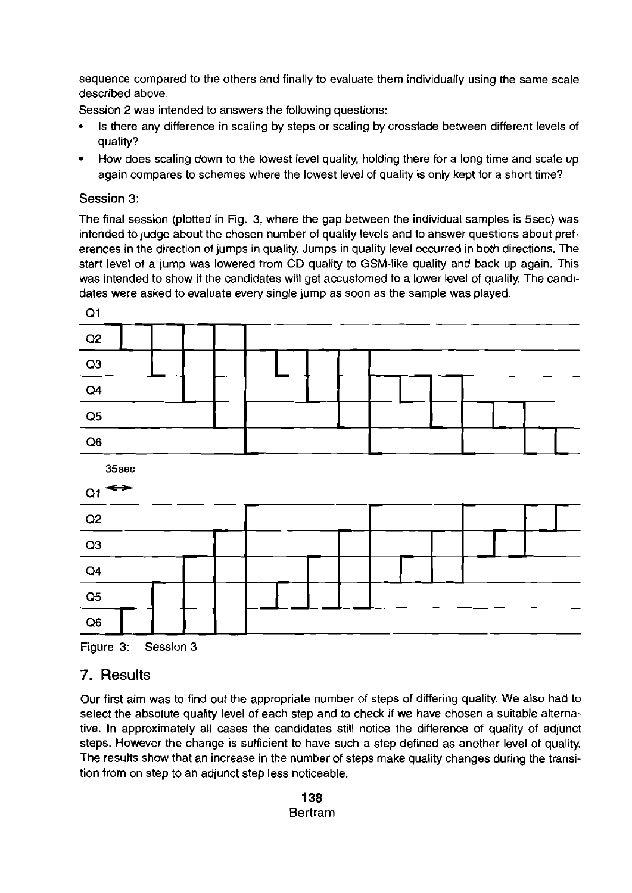sequence compared to the others and finally to evaluate them individually using the same scale described above.

Session 2 was intended to answers the following questions:

- Is there any difference in scaling by steps or scaling by crossfade between different levels of quality?
- How does scaling down to the lowest level quality, holding there for a long time and scale up again compares to schemes where the lowest level of quality is only kept for a short time?

### Session 3:

The final session (plotted in Fig. 3, where the gap between the individual samples is 5sec) was intended to judge about the chosen number of quality levels and to answer questions about preferences in the direction of jumps in quality. Jumps in quality level occurred in both directions. The start level of a jump was lowered from CD quality to GSM-like quality and back up again. This was intended to show if the candidates will get accustomed to a lower level of quality. The candidates were asked to evaluate every single jump as soon as the sample was played.

Q1
Q2
Q3
Q4
Q5
Q6

35sec

Q1
Q2
Q3
Q4
Q5
Q6

Figure 3: Session 3

## 7. Results

Our first aim was to find out the appropriate number of steps of differing quality. We also had to select the absolute quality level of each step and to check if we have chosen a suitable alternative. In approximately all cases the candidates still notice the difference of quality of adjunct steps. However the change is sufficient to have such a step defined as another level of quality. The results show that an increase in the number of steps make quality changes during the transition from on step to an adjunct step less noticeable.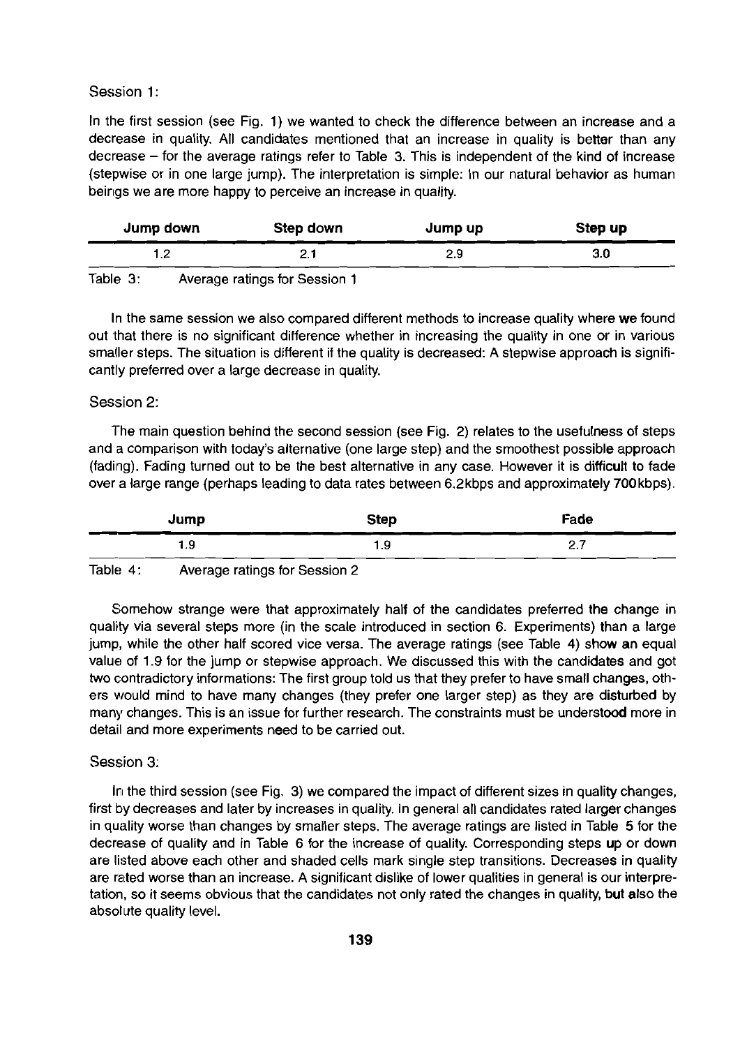Session 1:

In the first session (see Fig. 1) we wanted to check the difference between an increase and a decrease in quality. All candidates mentioned that an increase in quality is better than any decrease – for the average ratings refer to Table 3. This is independent of the kind of increase (stepwise or in one large jump). The interpretation is simple: In our natural behavior as human beings we are more happy to perceive an increase in quality.

| Jump down | Step down | Jump up | Step up |
|---|---|---|---|
| 1.2 | 2.1 | 2.9 | 3.0 |

Table 3: Average ratings for Session 1

In the same session we also compared different methods to increase quality where we found out that there is no significant difference whether in increasing the quality in one or in various smaller steps. The situation is different if the quality is decreased: A stepwise approach is significantly preferred over a large decrease in quality.

Session 2:

The main question behind the second session (see Fig. 2) relates to the usefulness of steps and a comparison with today's alternative (one large step) and the smoothest possible approach (fading). Fading turned out to be the best alternative in any case. However it is difficult to fade over a large range (perhaps leading to data rates between 6.2kbps and approximately 700kbps).

| Jump | Step | Fade |
|---|---|---|
| 1.9 | 1.9 | 2.7 |

Table 4: Average ratings for Session 2

Somehow strange were that approximately half of the candidates preferred the change in quality via several steps more (in the scale introduced in section 6. Experiments) than a large jump, while the other half scored vice versa. The average ratings (see Table 4) show an equal value of 1.9 for the jump or stepwise approach. We discussed this with the candidates and got two contradictory informations: The first group told us that they prefer to have small changes, others would mind to have many changes (they prefer one larger step) as they are disturbed by many changes. This is an issue for further research. The constraints must be understood more in detail and more experiments need to be carried out.

Session 3:

In the third session (see Fig. 3) we compared the impact of different sizes in quality changes, first by decreases and later by increases in quality. In general all candidates rated larger changes in quality worse than changes by smaller steps. The average ratings are listed in Table 5 for the decrease of quality and in Table 6 for the increase of quality. Corresponding steps up or down are listed above each other and shaded cells mark single step transitions. Decreases in quality are rated worse than an increase. A significant dislike of lower qualities in general is our interpretation, so it seems obvious that the candidates not only rated the changes in quality, but also the absolute quality level.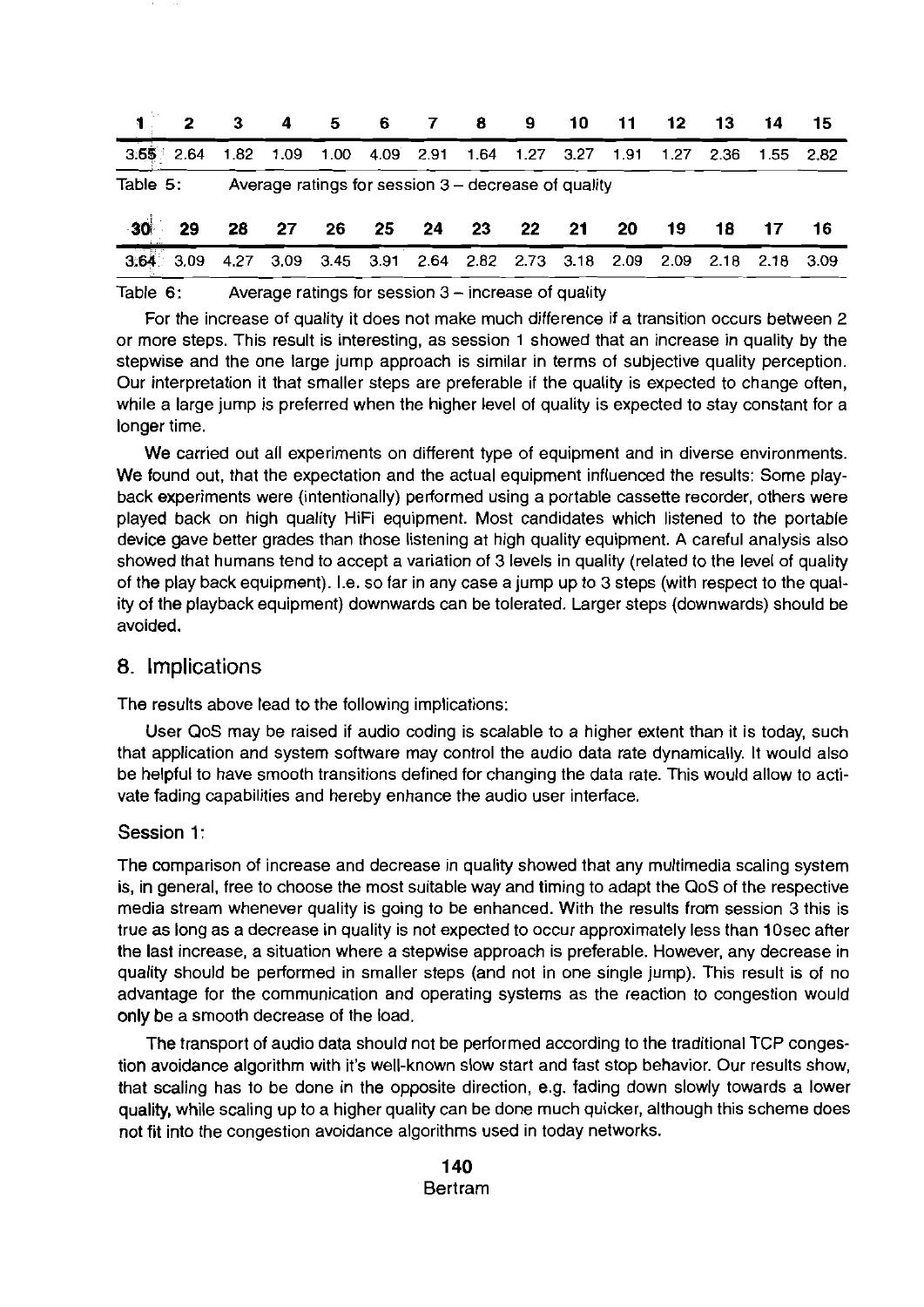| 1 | 2 | 3 | 4 | 5 | 6 | 7 | 8 | 9 | 10 | 11 | 12 | 13 | 14 | 15 |
|---|---|---|---|---|---|---|---|---|---|---|---|---|---|---|
| 3.55 | 2.64 | 1.82 | 1.09 | 1.00 | 4.09 | 2.91 | 1.64 | 1.27 | 3.27 | 1.91 | 1.27 | 2.36 | 1.55 | 2.82 |

Table 5: Average ratings for session 3 – decrease of quality

| 30 | 29 | 28 | 27 | 26 | 25 | 24 | 23 | 22 | 21 | 20 | 19 | 18 | 17 | 16 |
|---|---|---|---|---|---|---|---|---|---|---|---|---|---|---|
| 3.64 | 3.09 | 4.27 | 3.09 | 3.45 | 3.91 | 2.64 | 2.82 | 2.73 | 3.18 | 2.09 | 2.09 | 2.18 | 2.18 | 3.09 |

Table 6: Average ratings for session 3 – increase of quality

For the increase of quality it does not make much difference if a transition occurs between 2 or more steps. This result is interesting, as session 1 showed that an increase in quality by the stepwise and the one large jump approach is similar in terms of subjective quality perception. Our interpretation it that smaller steps are preferable if the quality is expected to change often, while a large jump is preferred when the higher level of quality is expected to stay constant for a longer time.

We carried out all experiments on different type of equipment and in diverse environments. We found out, that the expectation and the actual equipment influenced the results: Some playback experiments were (intentionally) performed using a portable cassette recorder, others were played back on high quality HiFi equipment. Most candidates which listened to the portable device gave better grades than those listening at high quality equipment. A careful analysis also showed that humans tend to accept a variation of 3 levels in quality (related to the level of quality of the play back equipment). I.e. so far in any case a jump up to 3 steps (with respect to the quality of the playback equipment) downwards can be tolerated. Larger steps (downwards) should be avoided.

## 8. Implications

The results above lead to the following implications:

User QoS may be raised if audio coding is scalable to a higher extent than it is today, such that application and system software may control the audio data rate dynamically. It would also be helpful to have smooth transitions defined for changing the data rate. This would allow to activate fading capabilities and hereby enhance the audio user interface.

### Session 1:

The comparison of increase and decrease in quality showed that any multimedia scaling system is, in general, free to choose the most suitable way and timing to adapt the QoS of the respective media stream whenever quality is going to be enhanced. With the results from session 3 this is true as long as a decrease in quality is not expected to occur approximately less than 10sec after the last increase, a situation where a stepwise approach is preferable. However, any decrease in quality should be performed in smaller steps (and not in one single jump). This result is of no advantage for the communication and operating systems as the reaction to congestion would only be a smooth decrease of the load.

The transport of audio data should not be performed according to the traditional TCP congestion avoidance algorithm with it's well-known slow start and fast stop behavior. Our results show, that scaling has to be done in the opposite direction, e.g. fading down slowly towards a lower quality, while scaling up to a higher quality can be done much quicker, although this scheme does not fit into the congestion avoidance algorithms used in today networks.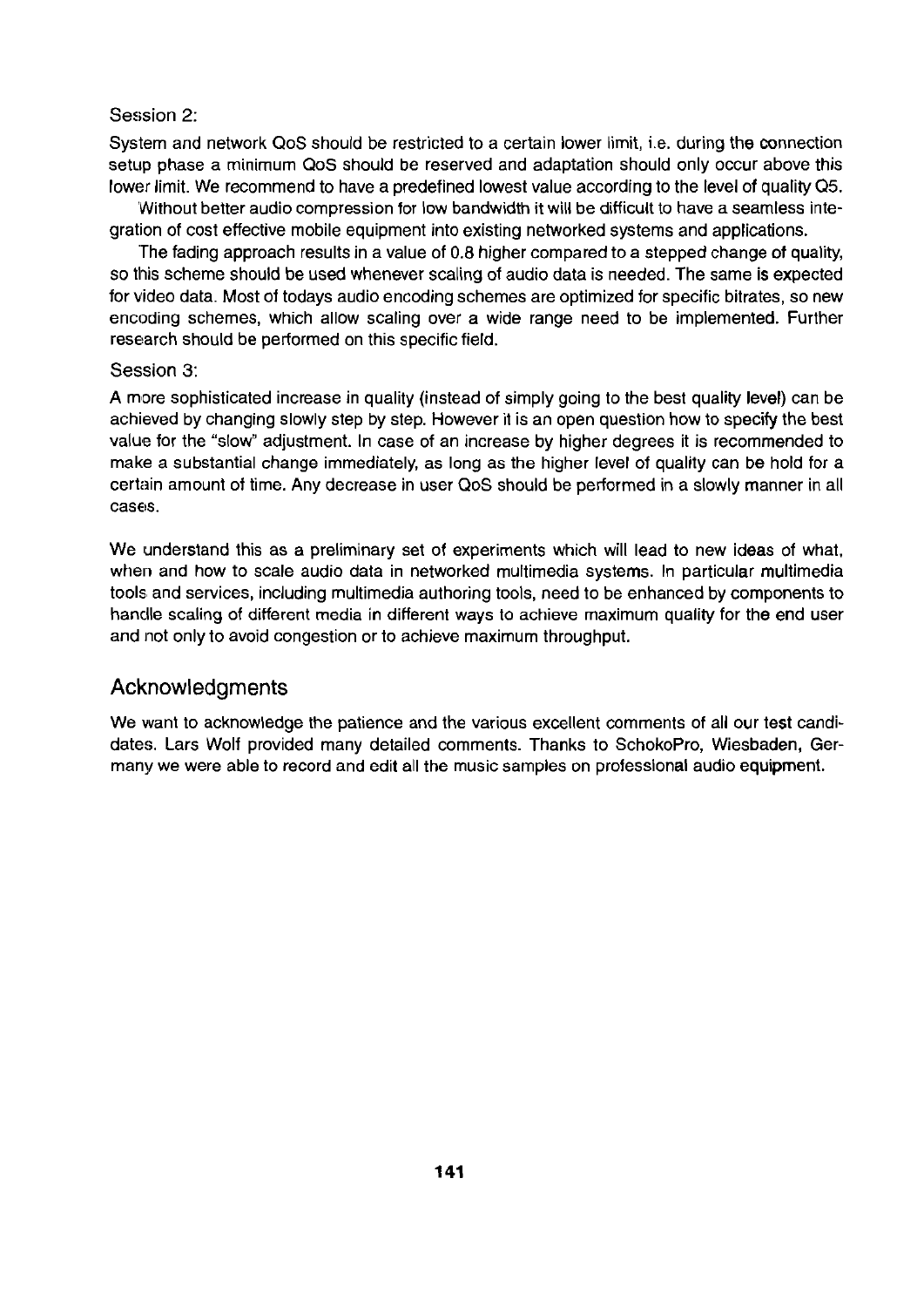Session 2:

System and network QoS should be restricted to a certain lower limit, i.e. during the connection setup phase a minimum QoS should be reserved and adaptation should only occur above this lower limit. We recommend to have a predefined lowest value according to the level of quality Q5.

Without better audio compression for low bandwidth it will be difficult to have a seamless integration of cost effective mobile equipment into existing networked systems and applications.

The fading approach results in a value of 0.8 higher compared to a stepped change of quality, so this scheme should be used whenever scaling of audio data is needed. The same is expected for video data. Most of todays audio encoding schemes are optimized for specific bitrates, so new encoding schemes, which allow scaling over a wide range need to be implemented. Further research should be performed on this specific field.

Session 3:

A more sophisticated increase in quality (instead of simply going to the best quality level) can be achieved by changing slowly step by step. However it is an open question how to specify the best value for the "slow" adjustment. In case of an increase by higher degrees it is recommended to make a substantial change immediately, as long as the higher level of quality can be hold for a certain amount of time. Any decrease in user QoS should be performed in a slowly manner in all cases.

We understand this as a preliminary set of experiments which will lead to new ideas of what, when and how to scale audio data in networked multimedia systems. In particular multimedia tools and services, including multimedia authoring tools, need to be enhanced by components to handle scaling of different media in different ways to achieve maximum quality for the end user and not only to avoid congestion or to achieve maximum throughput.

## Acknowledgments

We want to acknowledge the patience and the various excellent comments of all our test candidates. Lars Wolf provided many detailed comments. Thanks to SchokoPro, Wiesbaden, Germany we were able to record and edit all the music samples on professional audio equipment.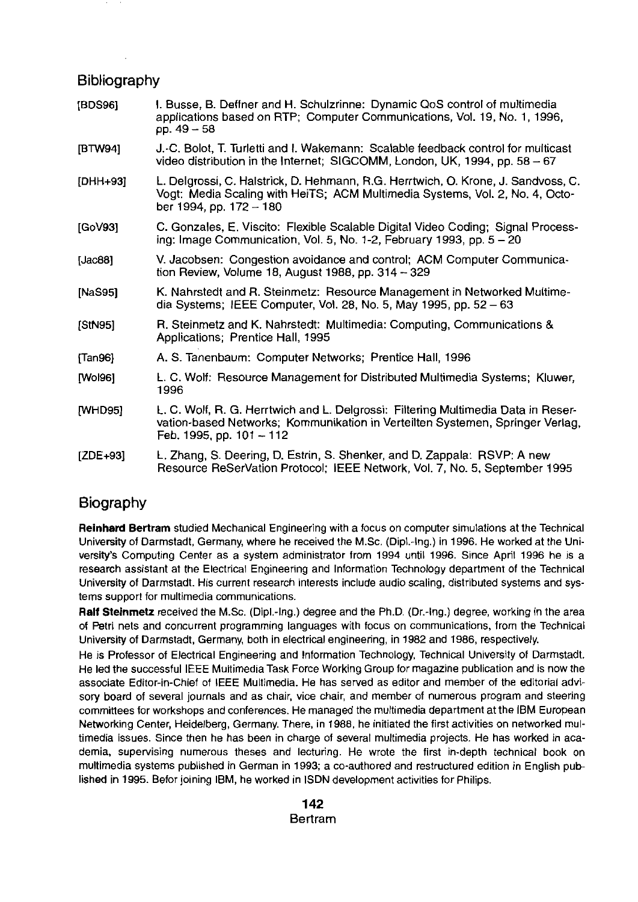## Bibliography

[BDS96] I. Busse, B. Deffner and H. Schulzrinne: Dynamic QoS control of multimedia applications based on RTP; Computer Communications, Vol. 19, No. 1, 1996, pp. 49 – 58

[BTW94] J.-C. Bolot, T. Turletti and I. Wakemann: Scalable feedback control for multicast video distribution in the Internet; SIGCOMM, London, UK, 1994, pp. 58 – 67

[DHH+93] L. Delgrossi, C. Halstrick, D. Hehmann, R.G. Herrtwich, O. Krone, J. Sandvoss, C. Vogt: Media Scaling with HeiTS; ACM Multimedia Systems, Vol. 2, No. 4, October 1994, pp. 172 – 180

[GoV93] C. Gonzales, E. Viscito: Flexible Scalable Digital Video Coding; Signal Processing: Image Communication, Vol. 5, No. 1-2, February 1993, pp. 5 – 20

[Jac88] V. Jacobsen: Congestion avoidance and control; ACM Computer Communication Review, Volume 18, August 1988, pp. 314 – 329

[NaS95] K. Nahrstedt and R. Steinmetz: Resource Management in Networked Multimedia Systems; IEEE Computer, Vol. 28, No. 5, May 1995, pp. 52 – 63

[StN95] R. Steinmetz and K. Nahrstedt: Multimedia: Computing, Communications & Applications; Prentice Hall, 1995

[Tan96] A. S. Tanenbaum: Computer Networks; Prentice Hall, 1996

[Wol96] L. C. Wolf: Resource Management for Distributed Multimedia Systems; Kluwer, 1996

[WHD95] L. C. Wolf, R. G. Herrtwich and L. Delgrossi: Filtering Multimedia Data in Reservation-based Networks; Kommunikation in Verteilten Systemen, Springer Verlag, Feb. 1995, pp. 101 – 112

[ZDE+93] L. Zhang, S. Deering, D. Estrin, S. Shenker, and D. Zappala: RSVP: A new Resource ReSerVation Protocol; IEEE Network, Vol. 7, No. 5, September 1995

## Biography

**Reinhard Bertram** studied Mechanical Engineering with a focus on computer simulations at the Technical University of Darmstadt, Germany, where he received the M.Sc. (Dipl.-Ing.) in 1996. He worked at the University's Computing Center as a system administrator from 1994 until 1996. Since April 1996 he is a research assistant at the Electrical Engineering and Information Technology department of the Technical University of Darmstadt. His current research interests include audio scaling, distributed systems and systems support for multimedia communications.

**Ralf Steinmetz** received the M.Sc. (Dipl.-Ing.) degree and the Ph.D. (Dr.-Ing.) degree, working in the area of Petri nets and concurrent programming languages with focus on communications, from the Technical University of Darmstadt, Germany, both in electrical engineering, in 1982 and 1986, respectively.

He is Professor of Electrical Engineering and Information Technology, Technical University of Darmstadt. He led the successful IEEE Multimedia Task Force Working Group for magazine publication and is now the associate Editor-in-Chief of IEEE Multimedia. He has served as editor and member of the editorial advisory board of several journals and as chair, vice chair, and member of numerous program and steering committees for workshops and conferences. He managed the multimedia department at the IBM European Networking Center, Heidelberg, Germany. There, in 1988, he initiated the first activities on networked multimedia issues. Since then he has been in charge of several multimedia projects. He has worked in academia, supervising numerous theses and lecturing. He wrote the first in-depth technical book on multimedia systems published in German in 1993; a co-authored and restructured edition in English published in 1995. Befor joining IBM, he worked in ISDN development activities for Philips.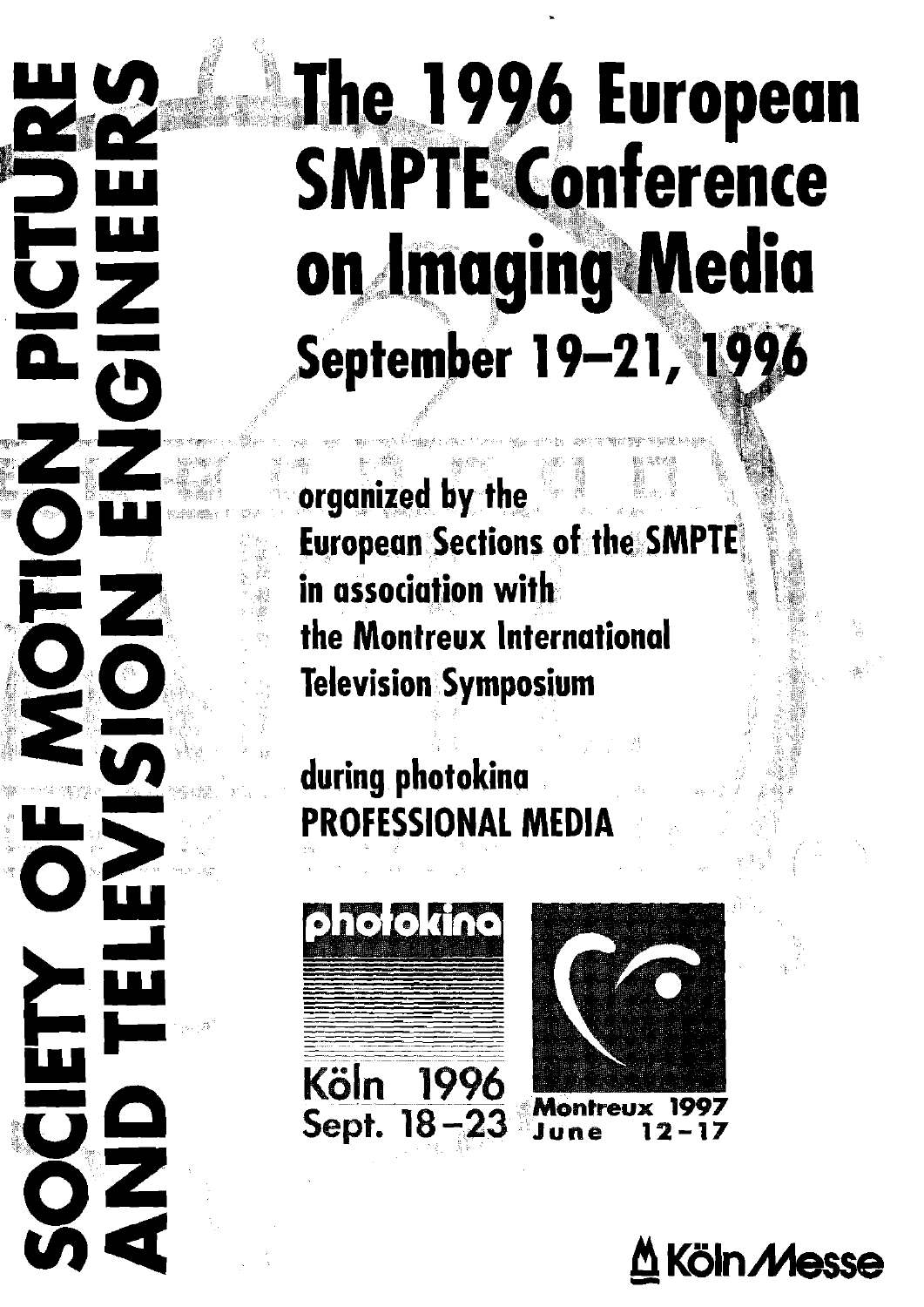SOCIETY OF MOTION PICTURE AND TELEVISION ENGINEERS

# The 1996 European SMPTE Conference on Imaging Media

## September 19–21, 1996

organized by the European Sections of the SMPTE in association with the Montreux International Television Symposium

during photokina PROFESSIONAL MEDIA

photokina Köln 1996 Sept. 18–23

Montreux 1997 June 12–17

KölnMesse